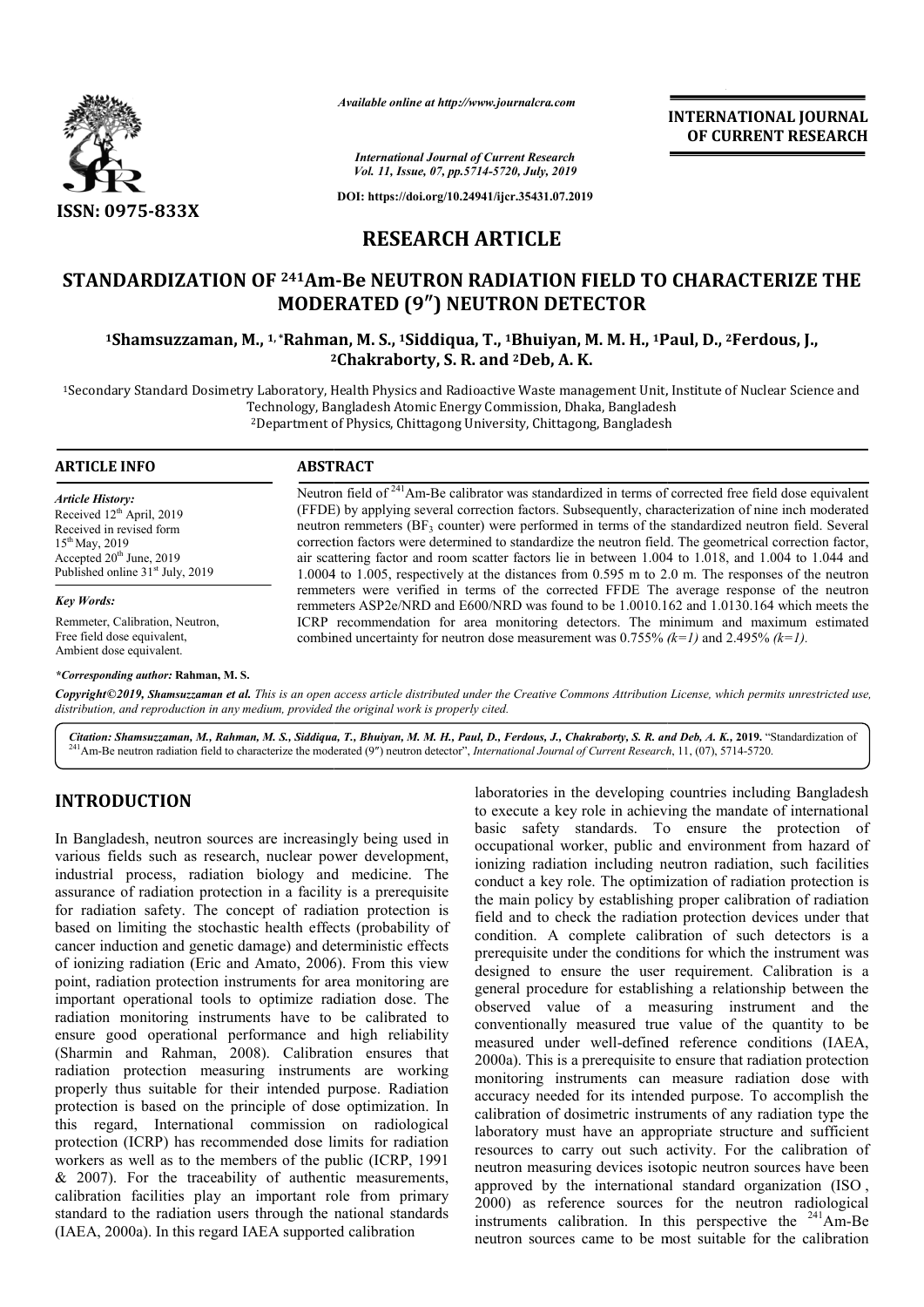*Available online at http://www.journalcra.com*

*International Journal of Current Research*

DOI: https://doi.org/10.24941/ijcr.35431.07.2019

**INTERNATIONAL JOURNAL OF CURRENT RESEARCH**

ISSN: 0975-833X

# RESEARCH ARTICLE

# STANDARDIZATION OF $^{241}$Am-Be NEUTRON RADIATION FIELD TO CHARACTERIZE THE MODERATED (9″) NEUTRON DETECTOR

[1]Shamsuzzaman, M., [1,]*Rahman, M. S., [1]Siddiqua, T., [1]Bhuiyan, M. M. H., [1]Paul, D., [2]Ferdous, J., [2]Chakraborty, S. R. and [2]Deb, A. K.

[1]Secondary Standard Dosimetry Laboratory, Health Physics and Radioactive Waste management Unit, Institute of Nuclear Science and Technology, Bangladesh Atomic Energy Commission, Dhaka, Bangladesh

[2]Department of Physics, Chittagong University, Chittagong, Bangladesh

**ARTICLE INFO**

*Article History:*

Received 12th April, 2019

Received in revised form 15th May, 2019

Accepted 20th June, 2019

Published online 31st July, 2019

*Key Words:*

Remmeter, Calibration, Neutron, Free field dose equivalent, Ambient dose equivalent.

*\*Corresponding author:* **Rahman, M. S.**

**ABSTRACT**

Neutron field of $^{241}$Am-Be calibrator was standardized in terms of corrected free field dose equivalent (FFDE) by applying several correction factors. Subsequently, characterization of nine inch moderated neutron remmeters ($BF_3$ counter) were performed in terms of the standardized neutron field. Several correction factors were determined to standardize the neutron field. The geometrical correction factor, air scattering factor and room scatter factors lie in between 1.004 to 1.018, and 1.004 to 1.044 and 1.0004 to 1.005, respectively at the distances from 0.595 m to 2.0 m. The responses of the neutron remmeters were verified in terms of the corrected FFDE The average response of the neutron remmeters ASP2e/NRD and E600/NRD was found to be 1.0010.162 and 1.0130.164 which meets the ICRP recommendation for area monitoring detectors. The minimum and maximum estimated combined uncertainty for neutron dose measurement was 0.755% *(k=1)* and 2.495% *(k=1)*.

*Copyright©2019, Shamsuzzaman et al. This is an open access article distributed under the Creative Commons Attribution License, which permits unrestricted use, distribution, and reproduction in any medium, provided the original work is properly cited.*

*Citation: Shamsuzzaman, M., Rahman, M. S., Siddiqua, T., Bhuiyan, M. M. H., Paul, D., Ferdous, J., Chakraborty, S. R. and Deb, A. K.,* **2019.** "Standardization of $^{241}$Am-Be neutron radiation field to characterize the moderated (9″) neutron detector", *International Journal of Current Research*, 11, (07), 5714-5720.

## INTRODUCTION

In Bangladesh, neutron sources are increasingly being used in various fields such as research, nuclear power development, industrial process, radiation biology and medicine. The assurance of radiation protection in a facility is a prerequisite for radiation safety. The concept of radiation protection is based on limiting the stochastic health effects (probability of cancer induction and genetic damage) and deterministic effects of ionizing radiation (Eric and Amato, 2006). From this view point, radiation protection instruments for area monitoring are important operational tools to optimize radiation dose. The radiation monitoring instruments have to be calibrated to ensure good operational performance and high reliability (Sharmin and Rahman, 2008). Calibration ensures that radiation protection measuring instruments are working properly thus suitable for their intended purpose. Radiation protection is based on the principle of dose optimization. In this regard, International commission on radiological protection (ICRP) has recommended dose limits for radiation workers as well as to the members of the public (ICRP, 1991 & 2007). For the traceability of authentic measurements, calibration facilities play an important role from primary standard to the radiation users through the national standards (IAEA, 2000a). In this regard IAEA supported calibration laboratories in the developing countries including Bangladesh to execute a key role in achieving the mandate of international basic safety standards. To ensure the protection of occupational worker, public and environment from hazard of ionizing radiation including neutron radiation, such facilities conduct a key role. The optimization of radiation protection is the main policy by establishing proper calibration of radiation field and to check the radiation protection devices under that condition. A complete calibration of such detectors is a prerequisite under the conditions for which the instrument was designed to ensure the user requirement. Calibration is a general procedure for establishing a relationship between the observed value of a measuring instrument and the conventionally measured true value of the quantity to be measured under well-defined reference conditions (IAEA, 2000a). This is a prerequisite to ensure that radiation protection monitoring instruments can measure radiation dose with accuracy needed for its intended purpose. To accomplish the calibration of dosimetric instruments of any radiation type the laboratory must have an appropriate structure and sufficient resources to carry out such activity. For the calibration of neutron measuring devices isotopic neutron sources have been approved by the international standard organization (ISO , 2000) as reference sources for the neutron radiological instruments calibration. In this perspective the $^{241}$Am-Be neutron sources came to be most suitable for the calibration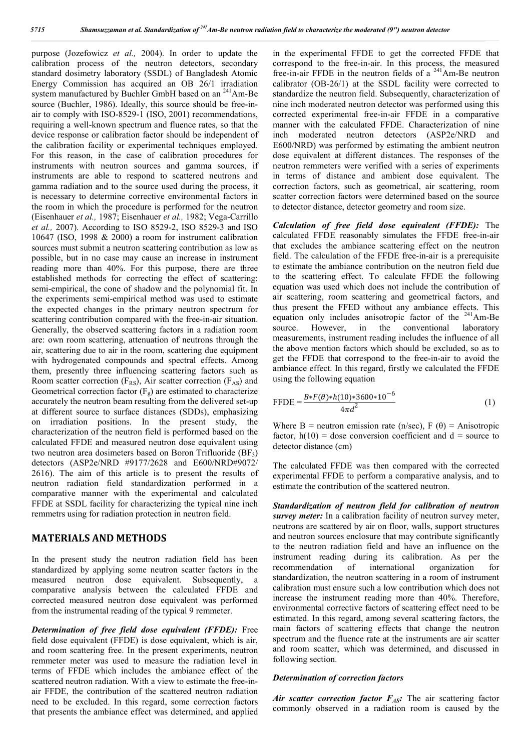purpose (Jozefowicz *et al.,* 2004). In order to update the calibration process of the neutron detectors, secondary standard dosimetry laboratory (SSDL) of Bangladesh Atomic Energy Commission has acquired an OB 26/1 irradiation system manufactured by Buchler GmbH based on an $^{241}$Am-Be source (Buchler, 1986). Ideally, this source should be free-in-air to comply with ISO-8529-1 (ISO, 2001) recommendations, requiring a well-known spectrum and fluence rates, so that the device response or calibration factor should be independent of the calibration facility or experimental techniques employed. For this reason, in the case of calibration procedures for instruments with neutron sources and gamma sources, if instruments are able to respond to scattered neutrons and gamma radiation and to the source used during the process, it is necessary to determine corrective environmental factors in the room in which the procedure is performed for the neutron (Eisenhauer *et al.,* 1987; Eisenhauer *et al.,* 1982; Vega-Carrillo *et al.,* 2007). According to ISO 8529-2, ISO 8529-3 and ISO 10647 (ISO, 1998 & 2000) a room for instrument calibration sources must submit a neutron scattering contribution as low as possible, but in no case may cause an increase in instrument reading more than 40%. For this purpose, there are three established methods for correcting the effect of scattering: semi-empirical, the cone of shadow and the polynomial fit. In the experiments semi-empirical method was used to estimate the expected changes in the primary neutron spectrum for scattering contribution compared with the free-in-air situation. Generally, the observed scattering factors in a radiation room are: own room scattering, attenuation of neutrons through the air, scattering due to air in the room, scattering due equipment with hydrogenated compounds and spectral effects. Among them, presently three influencing scattering factors such as Room scatter correction ($F_{RS}$), Air scatter correction ($F_{AS}$) and Geometrical correction factor ($F_g$) are estimated to characterize accurately the neutron beam resulting from the delivered set-up at different source to surface distances (SDDs), emphasizing on irradiation positions. In the present study, the characterization of the neutron field is performed based on the calculated FFDE and measured neutron dose equivalent using two neutron area dosimeters based on Boron Trifluoride ($BF_3$) detectors (ASP2e/NRD #9177/2628 and E600/NRD#9072/2616). The aim of this article is to present the results of neutron radiation field standardization performed in a comparative manner with the experimental and calculated FFDE at SSDL facility for characterizing the typical nine inch remmetrs using for radiation protection in neutron field.

## MATERIALS AND METHODS

In the present study the neutron radiation field has been standardized by applying some neutron scatter factors in the measured neutron dose equivalent. Subsequently, a comparative analysis between the calculated FFDE and corrected measured neutron dose equivalent was performed from the instrumental reading of the typical 9 remmeter.

***Determination of free field dose equivalent (FFDE):*** Free field dose equivalent (FFDE) is dose equivalent, which is air, and room scattering free. In the present experiments, neutron remmeter meter was used to measure the radiation level in terms of FFDE which includes the ambiance effect of the scattered neutron radiation. With a view to estimate the free-in-air FFDE, the contribution of the scattered neutron radiation need to be excluded. In this regard, some correction factors that presents the ambiance effect was determined, and applied in the experimental FFDE to get the corrected FFDE that correspond to the free-in-air. In this process, the measured free-in-air FFDE in the neutron fields of a $^{241}$Am-Be neutron calibrator (OB-26/1) at the SSDL facility were corrected to standardize the neutron field. Subsequently, characterization of nine inch moderated neutron detector was performed using this corrected experimental free-in-air FFDE in a comparative manner with the calculated FFDE. Characterization of nine inch moderated neutron detectors (ASP2e/NRD and E600/NRD) was performed by estimating the ambient neutron dose equivalent at different distances. The responses of the neutron remmeters were verified with a series of experiments in terms of distance and ambient dose equivalent. The correction factors, such as geometrical, air scattering, room scatter correction factors were determined based on the source to detector distance, detector geometry and room size.

***Calculation of free field dose equivalent (FFDE):*** The calculated FFDE reasonably simulates the FFDE free-in-air that excludes the ambiance scattering effect on the neutron field. The calculation of the FFDE free-in-air is a prerequisite to estimate the ambiance contribution on the neutron field due to the scattering effect. To calculate FFDE the following equation was used which does not include the contribution of air scattering, room scattering and geometrical factors, and thus present the FFED without any ambiance effects. This equation only includes anisotropic factor of the $^{241}$Am-Be source. However, in the conventional laboratory measurements, instrument reading includes the influence of all the above mention factors which should be excluded, so as to get the FFDE that correspond to the free-in-air to avoid the ambiance effect. In this regard, firstly we calculated the FFDE using the following equation

$$\text{FFDE} = \frac{B*F(\theta)*h(10)*3600*10^{-6}}{4\pi d^2} \qquad (1)$$

Where B = neutron emission rate (n/sec), F (θ) = Anisotropic factor, h(10) = dose conversion coefficient and d = source to detector distance (cm)

The calculated FFDE was then compared with the corrected experimental FFDE to perform a comparative analysis, and to estimate the contribution of the scattered neutron.

***Standardization of neutron field for calibration of neutron survey meter:*** In a calibration facility of neutron survey meter, neutrons are scattered by air on floor, walls, support structures and neutron sources enclosure that may contribute significantly to the neutron radiation field and have an influence on the instrument reading during its calibration. As per the recommendation of international organization for standardization, the neutron scattering in a room of instrument calibration must ensure such a low contribution which does not increase the instrument reading more than 40%. Therefore, environmental corrective factors of scattering effect need to be estimated. In this regard, among several scattering factors, the main factors of scattering effects that change the neutron spectrum and the fluence rate at the instruments are air scatter and room scatter, which was determined, and discussed in following section.

***Determination of correction factors***

***Air scatter correction factor $F_{AS}$:*** The air scattering factor commonly observed in a radiation room is caused by the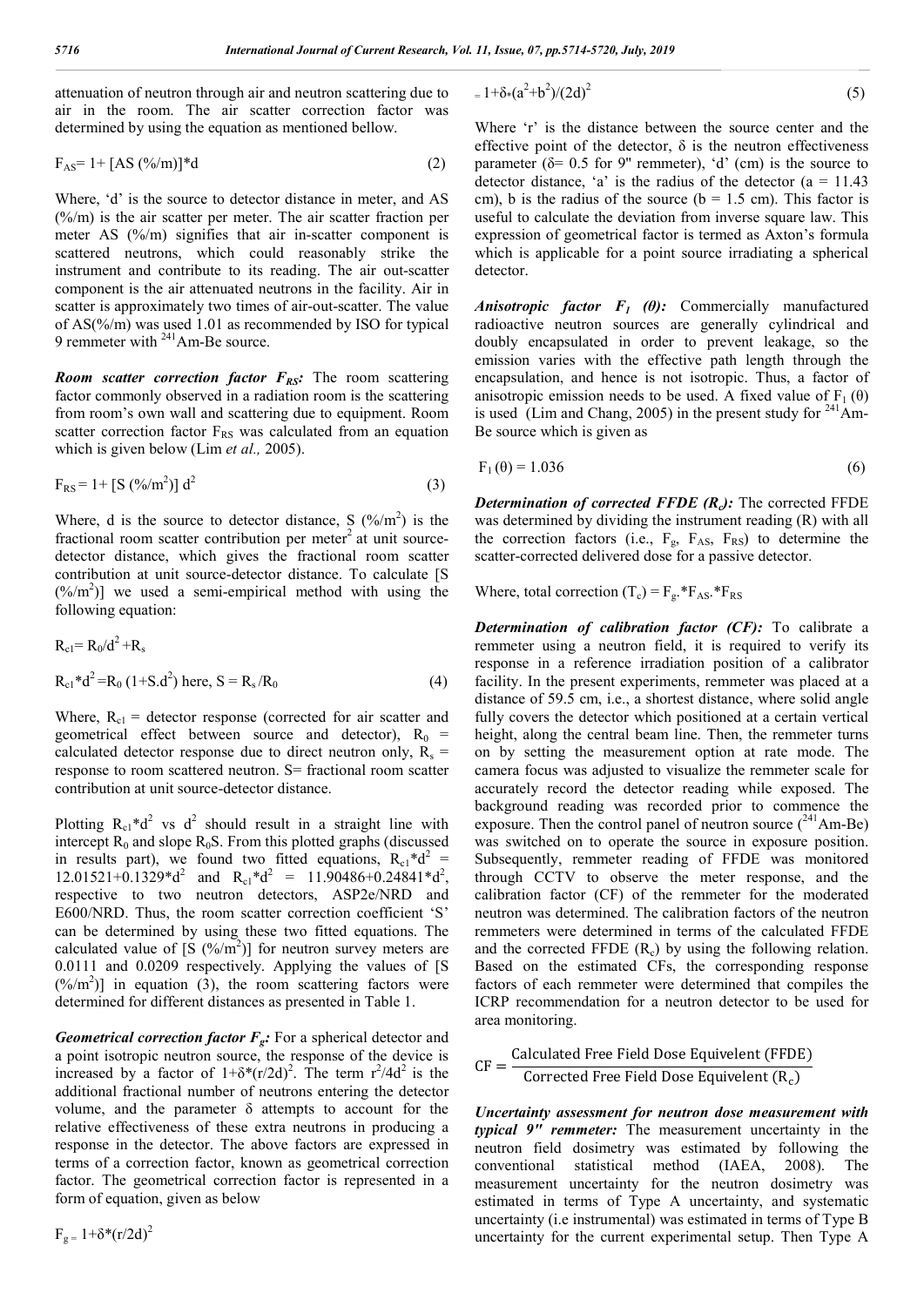attenuation of neutron through air and neutron scattering due to air in the room. The air scatter correction factor was determined by using the equation as mentioned bellow.

$$F_{AS} = 1 + [AS\ (\%/m)]*d \tag{2}$$

Where, 'd' is the source to detector distance in meter, and AS (%/m) is the air scatter per meter. The air scatter fraction per meter AS (%/m) signifies that air in-scatter component is scattered neutrons, which could reasonably strike the instrument and contribute to its reading. The air out-scatter component is the air attenuated neutrons in the facility. Air in scatter is approximately two times of air-out-scatter. The value of AS(%/m) was used 1.01 as recommended by ISO for typical 9 remmeter with $^{241}$Am-Be source.

***Room scatter correction factor $F_{RS}$:*** The room scattering factor commonly observed in a radiation room is the scattering from room's own wall and scattering due to equipment. Room scatter correction factor $F_{RS}$ was calculated from an equation which is given below (Lim *et al.,* 2005).

$$F_{RS} = 1 + [S\ (\%/m^2)]\ d^2 \tag{3}$$

Where, d is the source to detector distance, S $(\%/m^2)$ is the fractional room scatter contribution per meter$^2$ at unit source-detector distance, which gives the fractional room scatter contribution at unit source-detector distance. To calculate [S $(\%/m^2)$] we used a semi-empirical method with using the following equation:

$$R_{c1} = R_0/d^2 + R_s$$

$$R_{c1}*d^2 = R_0\ (1+S.d^2)\ \text{here, } S = R_s/R_0 \tag{4}$$

Where, $R_{c1}$ = detector response (corrected for air scatter and geometrical effect between source and detector), $R_0$ = calculated detector response due to direct neutron only, $R_s$ = response to room scattered neutron. S= fractional room scatter contribution at unit source-detector distance.

Plotting $R_{c1}*d^2$ vs $d^2$ should result in a straight line with intercept $R_0$ and slope $R_0S$. From this plotted graphs (discussed in results part), we found two fitted equations, $R_{c1}*d^2 = 12.01521+0.1329*d^2$ and $R_{c1}*d^2 = 11.90486+0.24841*d^2$, respective to two neutron detectors, ASP2e/NRD and E600/NRD. Thus, the room scatter correction coefficient 'S' can be determined by using these two fitted equations. The calculated value of [S $(\%/m^2)$] for neutron survey meters are 0.0111 and 0.0209 respectively. Applying the values of [S $(\%/m^2)$] in equation (3), the room scattering factors were determined for different distances as presented in Table 1.

***Geometrical correction factor $F_g$:*** For a spherical detector and a point isotropic neutron source, the response of the device is increased by a factor of $1+\delta*(r/2d)^2$. The term $r^2/4d^2$ is the additional fractional number of neutrons entering the detector volume, and the parameter δ attempts to account for the relative effectiveness of these extra neutrons in producing a response in the detector. The above factors are expressed in terms of a correction factor, known as geometrical correction factor. The geometrical correction factor is represented in a form of equation, given as below

$$F_g = 1+\delta*(r/2d)^2$$

$$= 1+\delta*(a^2+b^2)/(2d)^2 \tag{5}$$

Where 'r' is the distance between the source center and the effective point of the detector, δ is the neutron effectiveness parameter (δ= 0.5 for 9" remmeter), 'd' (cm) is the source to detector distance, 'a' is the radius of the detector (a = 11.43 cm), b is the radius of the source (b = 1.5 cm). This factor is useful to calculate the deviation from inverse square law. This expression of geometrical factor is termed as Axton's formula which is applicable for a point source irradiating a spherical detector.

***Anisotropic factor $F_1$ (θ):*** Commercially manufactured radioactive neutron sources are generally cylindrical and doubly encapsulated in order to prevent leakage, so the emission varies with the effective path length through the encapsulation, and hence is not isotropic. Thus, a factor of anisotropic emission needs to be used. A fixed value of $F_1$ (θ) is used (Lim and Chang, 2005) in the present study for $^{241}$Am-Be source which is given as

$$F_1(\theta) = 1.036 \tag{6}$$

***Determination of corrected FFDE ($R_c$):*** The corrected FFDE was determined by dividing the instrument reading (R) with all the correction factors (i.e., $F_g$, $F_{AS}$, $F_{RS}$) to determine the scatter-corrected delivered dose for a passive detector.

Where, total correction ($T_c$) = $F_g.*F_{AS}.*F_{RS}$

***Determination of calibration factor (CF):*** To calibrate a remmeter using a neutron field, it is required to verify its response in a reference irradiation position of a calibrator facility. In the present experiments, remmeter was placed at a distance of 59.5 cm, i.e., a shortest distance, where solid angle fully covers the detector which positioned at a certain vertical height, along the central beam line. Then, the remmeter turns on by setting the measurement option at rate mode. The camera focus was adjusted to visualize the remmeter scale for accurately record the detector reading while exposed. The background reading was recorded prior to commence the exposure. Then the control panel of neutron source ($^{241}$Am-Be) was switched on to operate the source in exposure position. Subsequently, remmeter reading of FFDE was monitored through CCTV to observe the meter response, and the calibration factor (CF) of the remmeter for the moderated neutron was determined. The calibration factors of the neutron remmeters were determined in terms of the calculated FFDE and the corrected FFDE ($R_c$) by using the following relation. Based on the estimated CFs, the corresponding response factors of each remmeter were determined that compiles the ICRP recommendation for a neutron detector to be used for area monitoring.

$$CF = \frac{\text{Calculated Free Field Dose Equivelent (FFDE)}}{\text{Corrected Free Field Dose Equivelent } (R_c)}$$

***Uncertainty assessment for neutron dose measurement with typical 9" remmeter:*** The measurement uncertainty in the neutron field dosimetry was estimated by following the conventional statistical method (IAEA, 2008). The measurement uncertainty for the neutron dosimetry was estimated in terms of Type A uncertainty, and systematic uncertainty (i.e instrumental) was estimated in terms of Type B uncertainty for the current experimental setup. Then Type A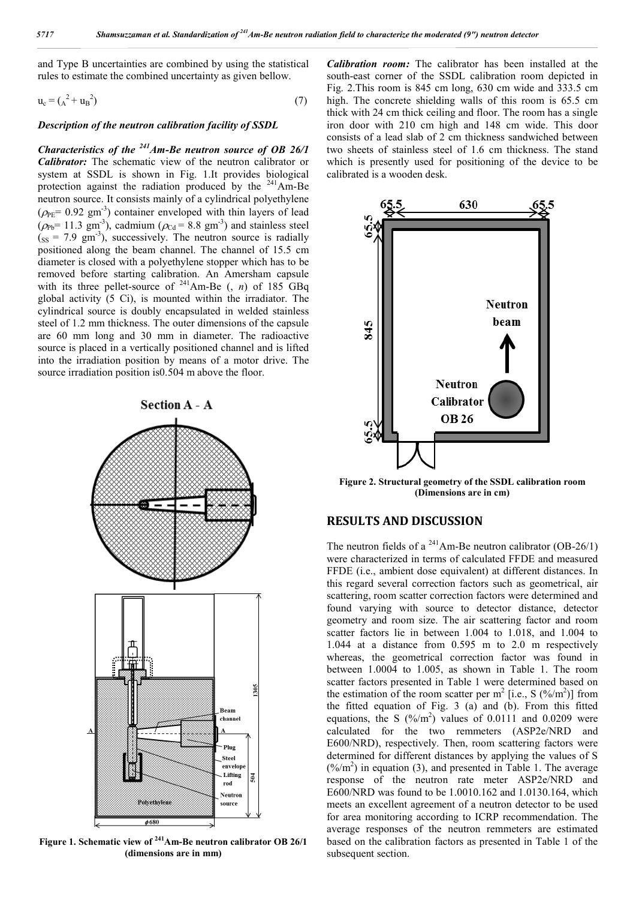and Type B uncertainties are combined by using the statistical rules to estimate the combined uncertainty as given bellow.

$$u_c = (_A^2 + u_B^2) \tag{7}$$

### *Description of the neutron calibration facility of SSDL*

***Characteristics of the $^{241}$Am-Be neutron source of OB 26/1 Calibrator:*** The schematic view of the neutron calibrator or system at SSDL is shown in Fig. 1.It provides biological protection against the radiation produced by the $^{241}$Am-Be neutron source. It consists mainly of a cylindrical polyethylene ($\rho_{PE}$= 0.92 $gm^{-3}$) container enveloped with thin layers of lead ($\rho_{Pb}$= 11.3 $gm^{-3}$), cadmium ($\rho_{Cd}$ = 8.8 $gm^{-3}$) and stainless steel ($_{SS}$ = 7.9 $gm^{-3}$), successively. The neutron source is radially positioned along the beam channel. The channel of 15.5 cm diameter is closed with a polyethylene stopper which has to be removed before starting calibration. An Amersham capsule with its three pellet-source of $^{241}$Am-Be (, *n*) of 185 GBq global activity (5 Ci), is mounted within the irradiator. The cylindrical source is doubly encapsulated in welded stainless steel of 1.2 mm thickness. The outer dimensions of the capsule are 60 mm long and 30 mm in diameter. The radioactive source is placed in a vertically positioned channel and is lifted into the irradiation position by means of a motor drive. The source irradiation position is0.504 m above the floor.

**Figure 1. Schematic view of $^{241}$Am-Be neutron calibrator OB 26/1 (dimensions are in mm)**

***Calibration room:*** The calibrator has been installed at the south-east corner of the SSDL calibration room depicted in Fig. 2.This room is 845 cm long, 630 cm wide and 333.5 cm high. The concrete shielding walls of this room is 65.5 cm thick with 24 cm thick ceiling and floor. The room has a single iron door with 210 cm high and 148 cm wide. This door consists of a lead slab of 2 cm thickness sandwiched between two sheets of stainless steel of 1.6 cm thickness. The stand which is presently used for positioning of the device to be calibrated is a wooden desk.

**Figure 2. Structural geometry of the SSDL calibration room (Dimensions are in cm)**

## RESULTS AND DISCUSSION

The neutron fields of a $^{241}$Am-Be neutron calibrator (OB-26/1) were characterized in terms of calculated FFDE and measured FFDE (i.e., ambient dose equivalent) at different distances. In this regard several correction factors such as geometrical, air scattering, room scatter correction factors were determined and found varying with source to detector distance, detector geometry and room size. The air scattering factor and room scatter factors lie in between 1.004 to 1.018, and 1.004 to 1.044 at a distance from 0.595 m to 2.0 m respectively whereas, the geometrical correction factor was found in between 1.0004 to 1.005, as shown in Table 1. The room scatter factors presented in Table 1 were determined based on the estimation of the room scatter per $m^2$ [i.e., S (%/$m^2$)] from the fitted equation of Fig. 3 (a) and (b). From this fitted equations, the S (%/$m^2$) values of 0.0111 and 0.0209 were calculated for the two remmeters (ASP2e/NRD and E600/NRD), respectively. Then, room scattering factors were determined for different distances by applying the values of S (%/$m^2$) in equation (3), and presented in Table 1. The average response of the neutron rate meter ASP2e/NRD and E600/NRD was found to be 1.0010.162 and 1.0130.164, which meets an excellent agreement of a neutron detector to be used for area monitoring according to ICRP recommendation. The average responses of the neutron remmeters are estimated based on the calibration factors as presented in Table 1 of the subsequent section.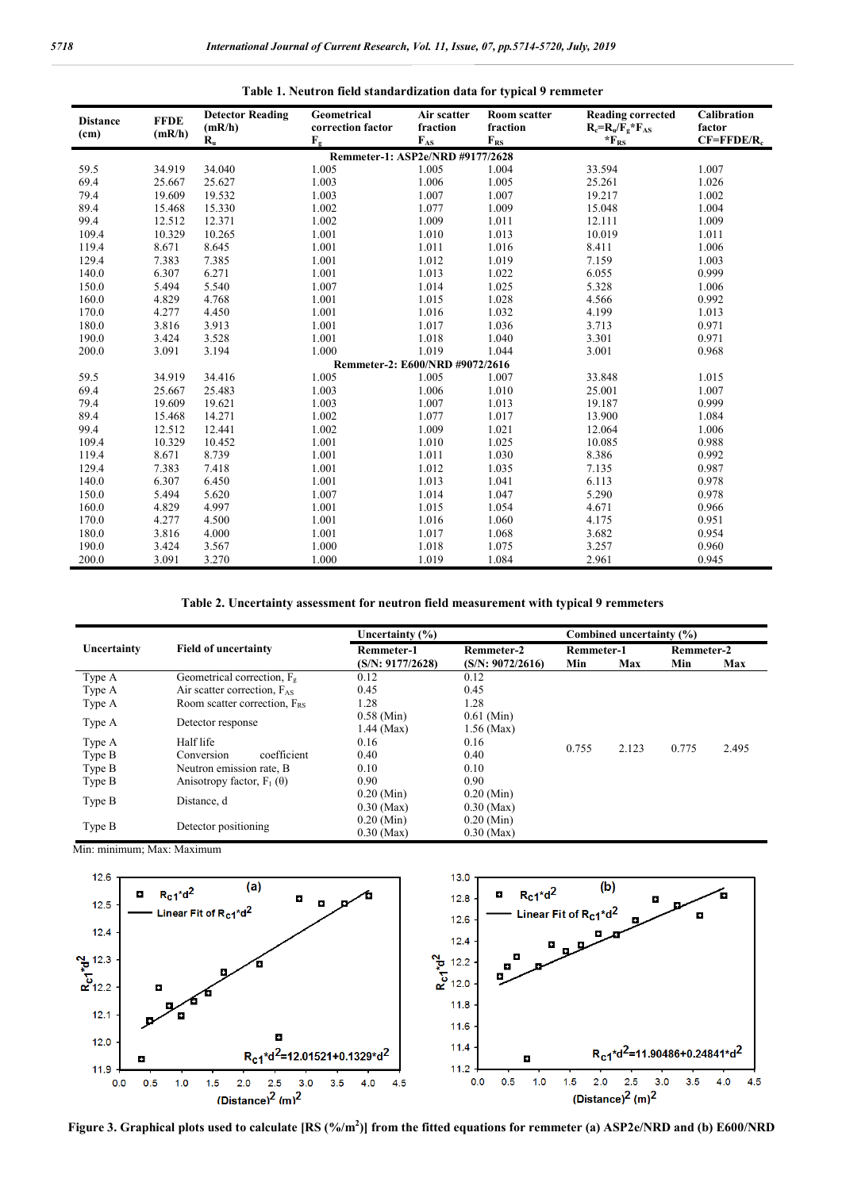**Table 1. Neutron field standardization data for typical 9 remmeter**

| Distance (cm) | FFDE (mR/h) | Detector Reading (mR/h) $R_u$ | Geometrical correction factor $F_g$ | Air scatter fraction $F_{AS}$ | Room scatter fraction $F_{RS}$ | Reading corrected $R_c=R_u/F_g*F_{AS}*F_{RS}$ | Calibration factor $CF=FFDE/R_c$ |
|---|---|---|---|---|---|---|---|
| **Remmeter-1: ASP2e/NRD #9177/2628** | | | | | | | |
| 59.5 | 34.919 | 34.040 | 1.005 | 1.005 | 1.004 | 33.594 | 1.007 |
| 69.4 | 25.667 | 25.627 | 1.003 | 1.006 | 1.005 | 25.261 | 1.026 |
| 79.4 | 19.609 | 19.532 | 1.003 | 1.007 | 1.007 | 19.217 | 1.002 |
| 89.4 | 15.468 | 15.330 | 1.002 | 1.077 | 1.009 | 15.048 | 1.004 |
| 99.4 | 12.512 | 12.371 | 1.002 | 1.009 | 1.011 | 12.111 | 1.009 |
| 109.4 | 10.329 | 10.265 | 1.001 | 1.010 | 1.013 | 10.019 | 1.011 |
| 119.4 | 8.671 | 8.645 | 1.001 | 1.011 | 1.016 | 8.411 | 1.006 |
| 129.4 | 7.383 | 7.385 | 1.001 | 1.012 | 1.019 | 7.159 | 1.003 |
| 140.0 | 6.307 | 6.271 | 1.001 | 1.013 | 1.022 | 6.055 | 0.999 |
| 150.0 | 5.494 | 5.540 | 1.007 | 1.014 | 1.025 | 5.328 | 1.006 |
| 160.0 | 4.829 | 4.768 | 1.001 | 1.015 | 1.028 | 4.566 | 0.992 |
| 170.0 | 4.277 | 4.450 | 1.001 | 1.016 | 1.032 | 4.199 | 1.013 |
| 180.0 | 3.816 | 3.913 | 1.001 | 1.017 | 1.036 | 3.713 | 0.971 |
| 190.0 | 3.424 | 3.528 | 1.001 | 1.018 | 1.040 | 3.301 | 0.971 |
| 200.0 | 3.091 | 3.194 | 1.000 | 1.019 | 1.044 | 3.001 | 0.968 |
| **Remmeter-2: E600/NRD #9072/2616** | | | | | | | |
| 59.5 | 34.919 | 34.416 | 1.005 | 1.005 | 1.007 | 33.848 | 1.015 |
| 69.4 | 25.667 | 25.483 | 1.003 | 1.006 | 1.010 | 25.001 | 1.007 |
| 79.4 | 19.609 | 19.621 | 1.003 | 1.007 | 1.013 | 19.187 | 0.999 |
| 89.4 | 15.468 | 14.271 | 1.002 | 1.077 | 1.017 | 13.900 | 1.084 |
| 99.4 | 12.512 | 12.441 | 1.002 | 1.009 | 1.021 | 12.064 | 1.006 |
| 109.4 | 10.329 | 10.452 | 1.001 | 1.010 | 1.025 | 10.085 | 0.988 |
| 119.4 | 8.671 | 8.739 | 1.001 | 1.011 | 1.030 | 8.386 | 0.992 |
| 129.4 | 7.383 | 7.418 | 1.001 | 1.012 | 1.035 | 7.135 | 0.987 |
| 140.0 | 6.307 | 6.450 | 1.001 | 1.013 | 1.041 | 6.113 | 0.978 |
| 150.0 | 5.494 | 5.620 | 1.007 | 1.014 | 1.047 | 5.290 | 0.978 |
| 160.0 | 4.829 | 4.997 | 1.001 | 1.015 | 1.054 | 4.671 | 0.966 |
| 170.0 | 4.277 | 4.500 | 1.001 | 1.016 | 1.060 | 4.175 | 0.951 |
| 180.0 | 3.816 | 4.000 | 1.001 | 1.017 | 1.068 | 3.682 | 0.954 |
| 190.0 | 3.424 | 3.567 | 1.000 | 1.018 | 1.075 | 3.257 | 0.960 |
| 200.0 | 3.091 | 3.270 | 1.000 | 1.019 | 1.084 | 2.961 | 0.945 |

**Table 2. Uncertainty assessment for neutron field measurement with typical 9 remmeters**

| Uncertainty | Field of uncertainty | Uncertainty (%) | | Combined uncertainty (%) | | | |
|---|---|---|---|---|---|---|---|
| | | Remmeter-1 (S/N: 9177/2628) | Remmeter-2 (S/N: 9072/2616) | Remmeter-1 Min | Remmeter-1 Max | Remmeter-2 Min | Remmeter-2 Max |
| Type A | Geometrical correction, $F_g$ | 0.12 | 0.12 | | | | |
| Type A | Air scatter correction, $F_{AS}$ | 0.45 | 0.45 | | | | |
| Type A | Room scatter correction, $F_{RS}$ | 1.28 | 1.28 | | | | |
| Type A | Detector response | 0.58 (Min) 1.44 (Max) | 0.61 (Min) 1.56 (Max) | | | | |
| Type A | Half life | 0.16 | 0.16 | 0.755 | 2.123 | 0.775 | 2.495 |
| Type B | Conversion coefficient | 0.40 | 0.40 | | | | |
| Type B | Neutron emission rate, B | 0.10 | 0.10 | | | | |
| Type B | Anisotropy factor, $F_I(\theta)$ | 0.90 | 0.90 | | | | |
| Type B | Distance, d | 0.20 (Min) 0.30 (Max) | 0.20 (Min) 0.30 (Max) | | | | |
| Type B | Detector positioning | 0.20 (Min) 0.30 (Max) | 0.20 (Min) 0.30 (Max) | | | | |

Min: minimum; Max: Maximum

**Figure 3. Graphical plots used to calculate [RS (%/m$^2$)] from the fitted equations for remmeter (a) ASP2e/NRD and (b) E600/NRD**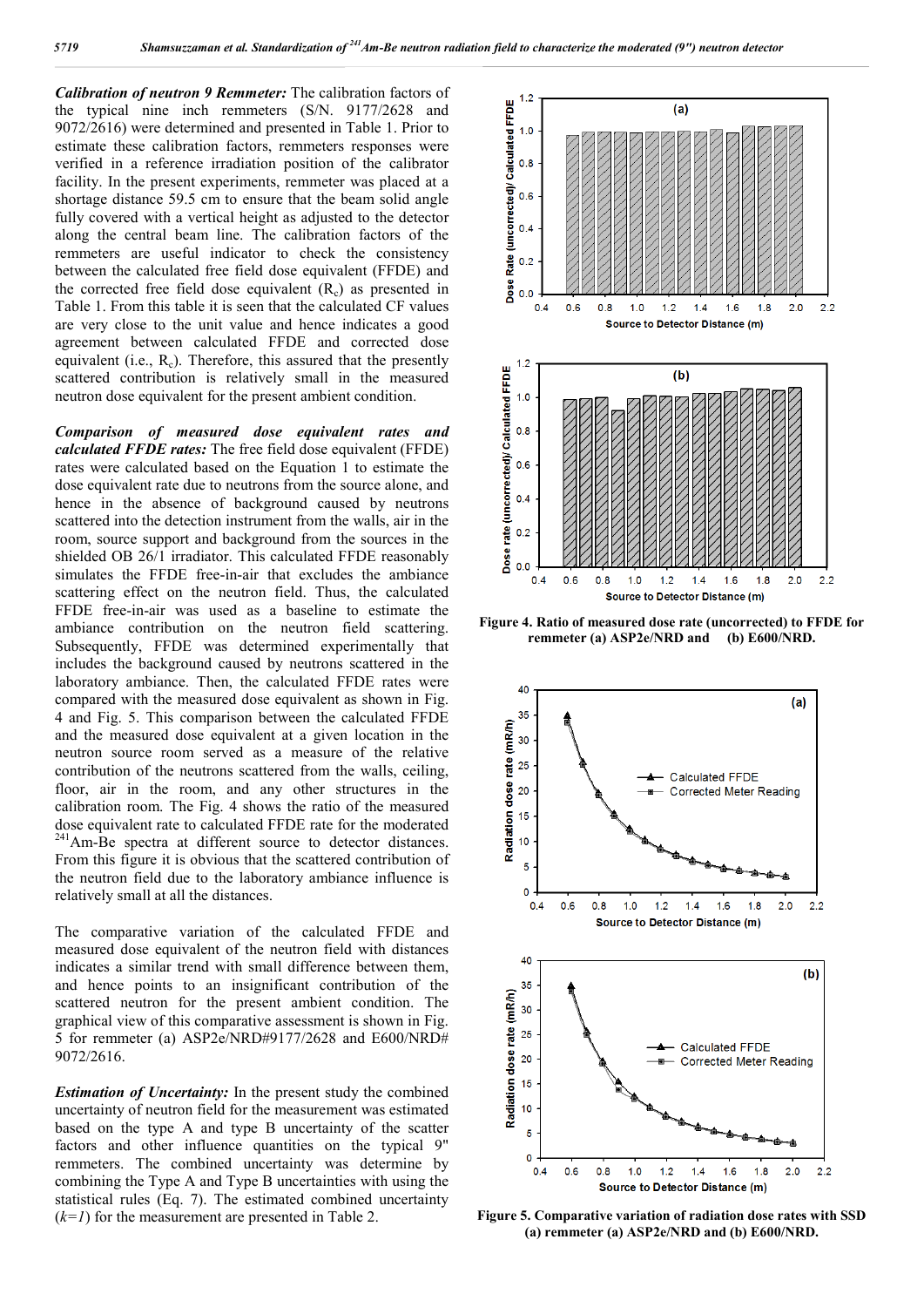***Calibration of neutron 9 Remmeter:*** The calibration factors of the typical nine inch remmeters (S/N. 9177/2628 and 9072/2616) were determined and presented in Table 1. Prior to estimate these calibration factors, remmeters responses were verified in a reference irradiation position of the calibrator facility. In the present experiments, remmeter was placed at a shortage distance 59.5 cm to ensure that the beam solid angle fully covered with a vertical height as adjusted to the detector along the central beam line. The calibration factors of the remmeters are useful indicator to check the consistency between the calculated free field dose equivalent (FFDE) and the corrected free field dose equivalent ($R_c$) as presented in Table 1. From this table it is seen that the calculated CF values are very close to the unit value and hence indicates a good agreement between calculated FFDE and corrected dose equivalent (i.e., $R_c$). Therefore, this assured that the presently scattered contribution is relatively small in the measured neutron dose equivalent for the present ambient condition.

***Comparison of measured dose equivalent rates and calculated FFDE rates:*** The free field dose equivalent (FFDE) rates were calculated based on the Equation 1 to estimate the dose equivalent rate due to neutrons from the source alone, and hence in the absence of background caused by neutrons scattered into the detection instrument from the walls, air in the room, source support and background from the sources in the shielded OB 26/1 irradiator. This calculated FFDE reasonably simulates the FFDE free-in-air that excludes the ambiance scattering effect on the neutron field. Thus, the calculated FFDE free-in-air was used as a baseline to estimate the ambiance contribution on the neutron field scattering. Subsequently, FFDE was determined experimentally that includes the background caused by neutrons scattered in the laboratory ambiance. Then, the calculated FFDE rates were compared with the measured dose equivalent as shown in Fig. 4 and Fig. 5. This comparison between the calculated FFDE and the measured dose equivalent at a given location in the neutron source room served as a measure of the relative contribution of the neutrons scattered from the walls, ceiling, floor, air in the room, and any other structures in the calibration room. The Fig. 4 shows the ratio of the measured dose equivalent rate to calculated FFDE rate for the moderated $^{241}$Am-Be spectra at different source to detector distances. From this figure it is obvious that the scattered contribution of the neutron field due to the laboratory ambiance influence is relatively small at all the distances.

The comparative variation of the calculated FFDE and measured dose equivalent of the neutron field with distances indicates a similar trend with small difference between them, and hence points to an insignificant contribution of the scattered neutron for the present ambient condition. The graphical view of this comparative assessment is shown in Fig. 5 for remmeter (a) ASP2e/NRD#9177/2628 and E600/NRD# 9072/2616.

***Estimation of Uncertainty:*** In the present study the combined uncertainty of neutron field for the measurement was estimated based on the type A and type B uncertainty of the scatter factors and other influence quantities on the typical 9" remmeters. The combined uncertainty was determine by combining the Type A and Type B uncertainties with using the statistical rules (Eq. 7). The estimated combined uncertainty ($k=1$) for the measurement are presented in Table 2.

**Figure 4. Ratio of measured dose rate (uncorrected) to FFDE for remmeter (a) ASP2e/NRD and (b) E600/NRD.**

**Figure 5. Comparative variation of radiation dose rates with SSD (a) remmeter (a) ASP2e/NRD and (b) E600/NRD.**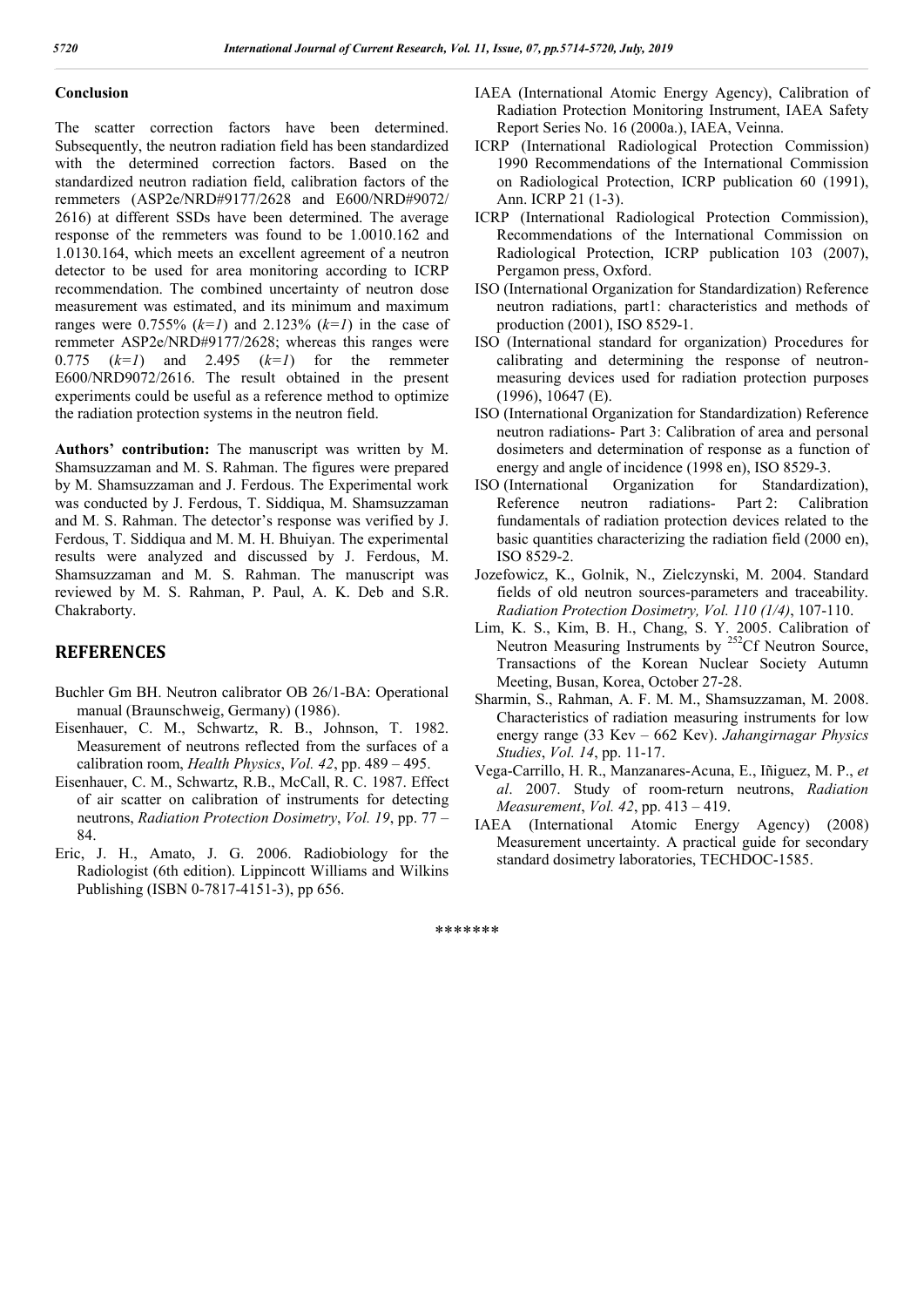## Conclusion

The scatter correction factors have been determined. Subsequently, the neutron radiation field has been standardized with the determined correction factors. Based on the standardized neutron radiation field, calibration factors of the remmeters (ASP2e/NRD#9177/2628 and E600/NRD#9072/2616) at different SSDs have been determined. The average response of the remmeters was found to be 1.0010.162 and 1.0130.164, which meets an excellent agreement of a neutron detector to be used for area monitoring according to ICRP recommendation. The combined uncertainty of neutron dose measurement was estimated, and its minimum and maximum ranges were 0.755% ($k=1$) and 2.123% ($k=1$) in the case of remmeter ASP2e/NRD#9177/2628; whereas this ranges were 0.775 ($k=1$) and 2.495 ($k=1$) for the remmeter E600/NRD9072/2616. The result obtained in the present experiments could be useful as a reference method to optimize the radiation protection systems in the neutron field.

**Authors' contribution:** The manuscript was written by M. Shamsuzzaman and M. S. Rahman. The figures were prepared by M. Shamsuzzaman and J. Ferdous. The Experimental work was conducted by J. Ferdous, T. Siddiqua, M. Shamsuzzaman and M. S. Rahman. The detector's response was verified by J. Ferdous, T. Siddiqua and M. M. H. Bhuiyan. The experimental results were analyzed and discussed by J. Ferdous, M. Shamsuzzaman and M. S. Rahman. The manuscript was reviewed by M. S. Rahman, P. Paul, A. K. Deb and S.R. Chakraborty.

## REFERENCES

- Buchler Gm BH. Neutron calibrator OB 26/1-BA: Operational manual (Braunschweig, Germany) (1986).
- Eisenhauer, C. M., Schwartz, R. B., Johnson, T. 1982. Measurement of neutrons reflected from the surfaces of a calibration room, *Health Physics*, *Vol. 42*, pp. 489 – 495.
- Eisenhauer, C. M., Schwartz, R.B., McCall, R. C. 1987. Effect of air scatter on calibration of instruments for detecting neutrons, *Radiation Protection Dosimetry*, *Vol. 19*, pp. 77 – 84.
- Eric, J. H., Amato, J. G. 2006. Radiobiology for the Radiologist (6th edition). Lippincott Williams and Wilkins Publishing (ISBN 0-7817-4151-3), pp 656.
- IAEA (International Atomic Energy Agency), Calibration of Radiation Protection Monitoring Instrument, IAEA Safety Report Series No. 16 (2000a.), IAEA, Veinna.
- ICRP (International Radiological Protection Commission) 1990 Recommendations of the International Commission on Radiological Protection, ICRP publication 60 (1991), Ann. ICRP 21 (1-3).
- ICRP (International Radiological Protection Commission), Recommendations of the International Commission on Radiological Protection, ICRP publication 103 (2007), Pergamon press, Oxford.
- ISO (International Organization for Standardization) Reference neutron radiations, part1: characteristics and methods of production (2001), ISO 8529-1.
- ISO (International standard for organization) Procedures for calibrating and determining the response of neutron-measuring devices used for radiation protection purposes (1996), 10647 (E).
- ISO (International Organization for Standardization) Reference neutron radiations- Part 3: Calibration of area and personal dosimeters and determination of response as a function of energy and angle of incidence (1998 en), ISO 8529-3.
- ISO (International Organization for Standardization), Reference neutron radiations- Part 2: Calibration fundamentals of radiation protection devices related to the basic quantities characterizing the radiation field (2000 en), ISO 8529-2.
- Jozefowicz, K., Golnik, N., Zielczynski, M. 2004. Standard fields of old neutron sources-parameters and traceability. *Radiation Protection Dosimetry, Vol. 110 (1/4)*, 107-110.
- Lim, K. S., Kim, B. H., Chang, S. Y. 2005. Calibration of Neutron Measuring Instruments by $^{252}$Cf Neutron Source, Transactions of the Korean Nuclear Society Autumn Meeting, Busan, Korea, October 27-28.
- Sharmin, S., Rahman, A. F. M. M., Shamsuzzaman, M. 2008. Characteristics of radiation measuring instruments for low energy range (33 Kev – 662 Kev). *Jahangirnagar Physics Studies*, *Vol. 14*, pp. 11-17.
- Vega-Carrillo, H. R., Manzanares-Acuna, E., Iñiguez, M. P., *et al*. 2007. Study of room-return neutrons, *Radiation Measurement*, *Vol. 42*, pp. 413 – 419.
- IAEA (International Atomic Energy Agency) (2008) Measurement uncertainty. A practical guide for secondary standard dosimetry laboratories, TECHDOC-1585.

\*\*\*\*\*\*\*